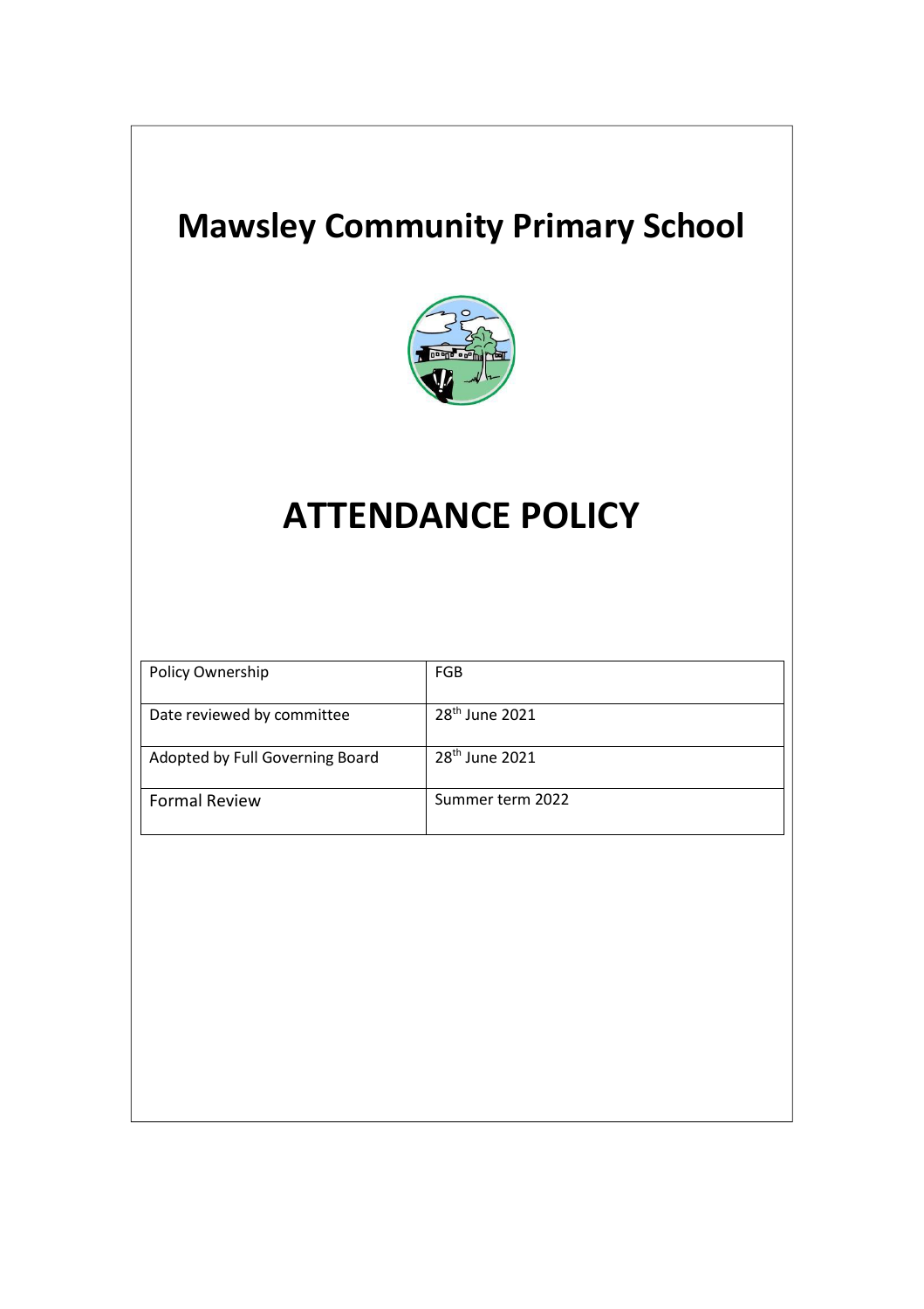# Mawsley Community Primary School

# ATTENDANCE POLICY

| Policy Ownership | FGB |
|---|---|
| Date reviewed by committee | 28th June 2021 |
| Adopted by Full Governing Board | 28th June 2021 |
| Formal Review | Summer term 2022 |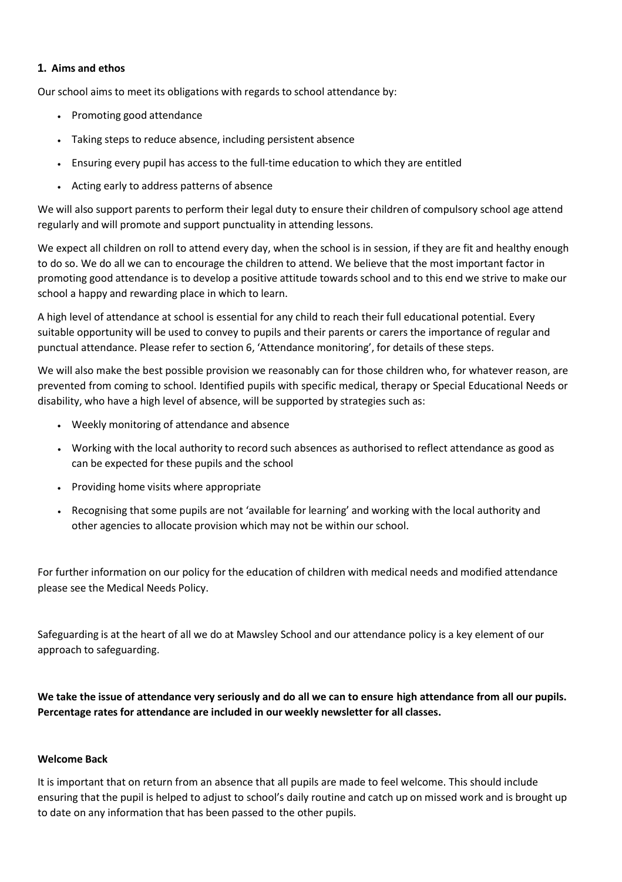## 1. Aims and ethos

Our school aims to meet its obligations with regards to school attendance by:

- Promoting good attendance
- Taking steps to reduce absence, including persistent absence
- Ensuring every pupil has access to the full-time education to which they are entitled
- Acting early to address patterns of absence

We will also support parents to perform their legal duty to ensure their children of compulsory school age attend regularly and will promote and support punctuality in attending lessons.

We expect all children on roll to attend every day, when the school is in session, if they are fit and healthy enough to do so. We do all we can to encourage the children to attend. We believe that the most important factor in promoting good attendance is to develop a positive attitude towards school and to this end we strive to make our school a happy and rewarding place in which to learn.

A high level of attendance at school is essential for any child to reach their full educational potential. Every suitable opportunity will be used to convey to pupils and their parents or carers the importance of regular and punctual attendance. Please refer to section 6, 'Attendance monitoring', for details of these steps.

We will also make the best possible provision we reasonably can for those children who, for whatever reason, are prevented from coming to school. Identified pupils with specific medical, therapy or Special Educational Needs or disability, who have a high level of absence, will be supported by strategies such as:

- Weekly monitoring of attendance and absence
- Working with the local authority to record such absences as authorised to reflect attendance as good as can be expected for these pupils and the school
- Providing home visits where appropriate
- Recognising that some pupils are not 'available for learning' and working with the local authority and other agencies to allocate provision which may not be within our school.

For further information on our policy for the education of children with medical needs and modified attendance please see the Medical Needs Policy.

Safeguarding is at the heart of all we do at Mawsley School and our attendance policy is a key element of our approach to safeguarding.

**We take the issue of attendance very seriously and do all we can to ensure high attendance from all our pupils. Percentage rates for attendance are included in our weekly newsletter for all classes.**

**Welcome Back**

It is important that on return from an absence that all pupils are made to feel welcome. This should include ensuring that the pupil is helped to adjust to school's daily routine and catch up on missed work and is brought up to date on any information that has been passed to the other pupils.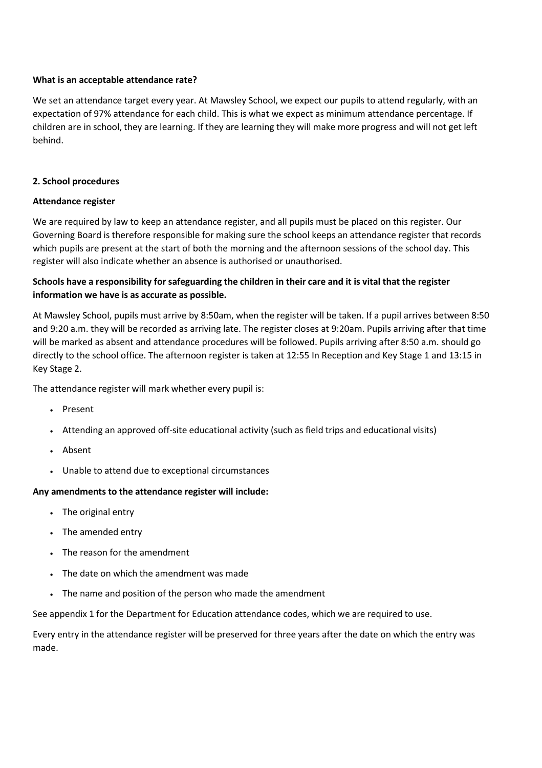**What is an acceptable attendance rate?**

We set an attendance target every year. At Mawsley School, we expect our pupils to attend regularly, with an expectation of 97% attendance for each child. This is what we expect as minimum attendance percentage. If children are in school, they are learning. If they are learning they will make more progress and will not get left behind.

**2. School procedures**

**Attendance register**

We are required by law to keep an attendance register, and all pupils must be placed on this register. Our Governing Board is therefore responsible for making sure the school keeps an attendance register that records which pupils are present at the start of both the morning and the afternoon sessions of the school day. This register will also indicate whether an absence is authorised or unauthorised.

**Schools have a responsibility for safeguarding the children in their care and it is vital that the register information we have is as accurate as possible.**

At Mawsley School, pupils must arrive by 8:50am, when the register will be taken. If a pupil arrives between 8:50 and 9:20 a.m. they will be recorded as arriving late. The register closes at 9:20am. Pupils arriving after that time will be marked as absent and attendance procedures will be followed. Pupils arriving after 8:50 a.m. should go directly to the school office. The afternoon register is taken at 12:55 In Reception and Key Stage 1 and 13:15 in Key Stage 2.

The attendance register will mark whether every pupil is:

- Present
- Attending an approved off-site educational activity (such as field trips and educational visits)
- Absent
- Unable to attend due to exceptional circumstances

**Any amendments to the attendance register will include:**

- The original entry
- The amended entry
- The reason for the amendment
- The date on which the amendment was made
- The name and position of the person who made the amendment

See appendix 1 for the Department for Education attendance codes, which we are required to use.

Every entry in the attendance register will be preserved for three years after the date on which the entry was made.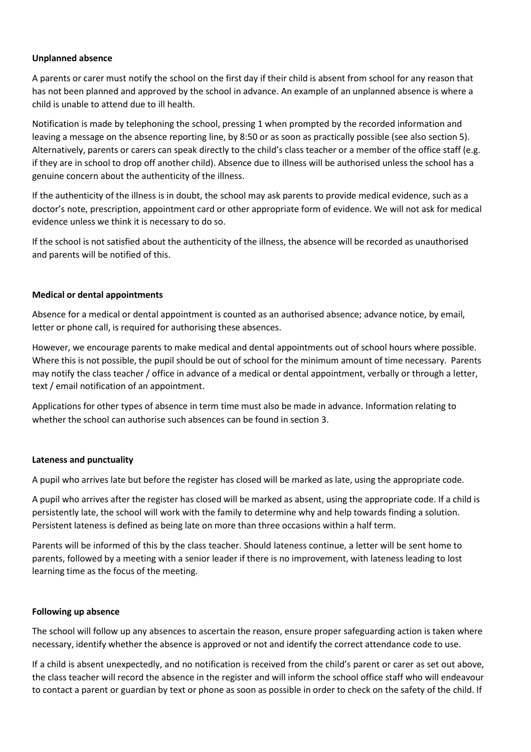**Unplanned absence**

A parents or carer must notify the school on the first day if their child is absent from school for any reason that has not been planned and approved by the school in advance. An example of an unplanned absence is where a child is unable to attend due to ill health.

Notification is made by telephoning the school, pressing 1 when prompted by the recorded information and leaving a message on the absence reporting line, by 8:50 or as soon as practically possible (see also section 5). Alternatively, parents or carers can speak directly to the child's class teacher or a member of the office staff (e.g. if they are in school to drop off another child). Absence due to illness will be authorised unless the school has a genuine concern about the authenticity of the illness.

If the authenticity of the illness is in doubt, the school may ask parents to provide medical evidence, such as a doctor's note, prescription, appointment card or other appropriate form of evidence. We will not ask for medical evidence unless we think it is necessary to do so.

If the school is not satisfied about the authenticity of the illness, the absence will be recorded as unauthorised and parents will be notified of this.

**Medical or dental appointments**

Absence for a medical or dental appointment is counted as an authorised absence; advance notice, by email, letter or phone call, is required for authorising these absences.

However, we encourage parents to make medical and dental appointments out of school hours where possible. Where this is not possible, the pupil should be out of school for the minimum amount of time necessary. Parents may notify the class teacher / office in advance of a medical or dental appointment, verbally or through a letter, text / email notification of an appointment.

Applications for other types of absence in term time must also be made in advance. Information relating to whether the school can authorise such absences can be found in section 3.

**Lateness and punctuality**

A pupil who arrives late but before the register has closed will be marked as late, using the appropriate code.

A pupil who arrives after the register has closed will be marked as absent, using the appropriate code. If a child is persistently late, the school will work with the family to determine why and help towards finding a solution. Persistent lateness is defined as being late on more than three occasions within a half term.

Parents will be informed of this by the class teacher. Should lateness continue, a letter will be sent home to parents, followed by a meeting with a senior leader if there is no improvement, with lateness leading to lost learning time as the focus of the meeting.

**Following up absence**

The school will follow up any absences to ascertain the reason, ensure proper safeguarding action is taken where necessary, identify whether the absence is approved or not and identify the correct attendance code to use.

If a child is absent unexpectedly, and no notification is received from the child's parent or carer as set out above, the class teacher will record the absence in the register and will inform the school office staff who will endeavour to contact a parent or guardian by text or phone as soon as possible in order to check on the safety of the child. If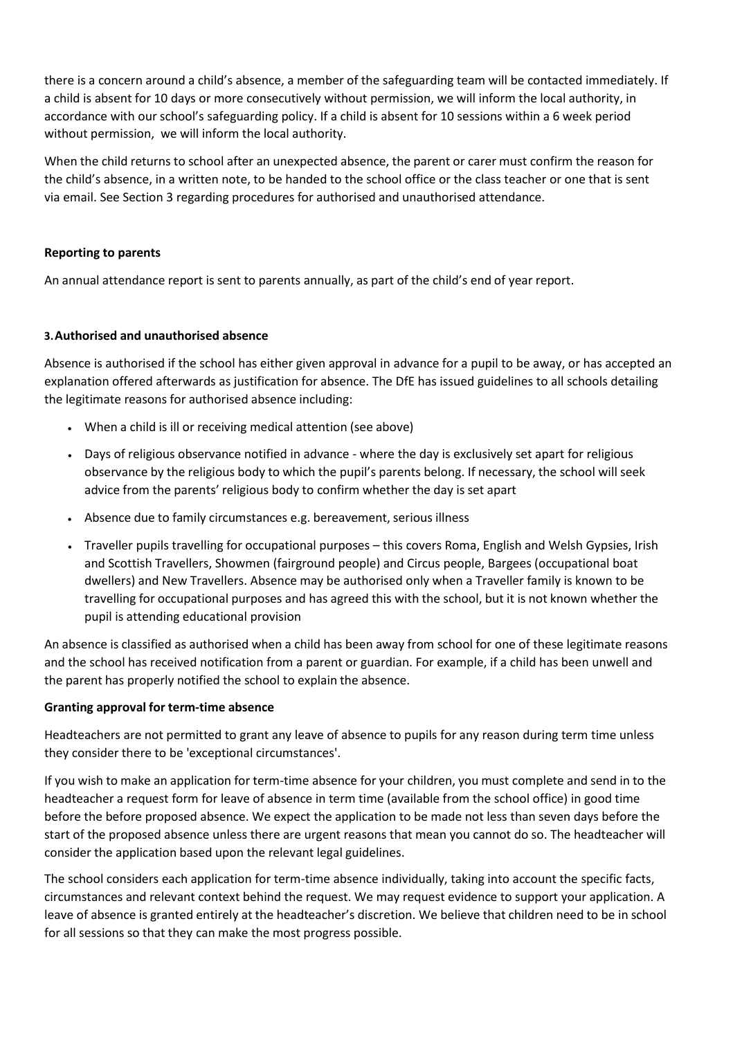there is a concern around a child's absence, a member of the safeguarding team will be contacted immediately. If a child is absent for 10 days or more consecutively without permission, we will inform the local authority, in accordance with our school's safeguarding policy. If a child is absent for 10 sessions within a 6 week period without permission, we will inform the local authority.

When the child returns to school after an unexpected absence, the parent or carer must confirm the reason for the child's absence, in a written note, to be handed to the school office or the class teacher or one that is sent via email. See Section 3 regarding procedures for authorised and unauthorised attendance.

**Reporting to parents**

An annual attendance report is sent to parents annually, as part of the child's end of year report.

### 3. Authorised and unauthorised absence

Absence is authorised if the school has either given approval in advance for a pupil to be away, or has accepted an explanation offered afterwards as justification for absence. The DfE has issued guidelines to all schools detailing the legitimate reasons for authorised absence including:

- When a child is ill or receiving medical attention (see above)
- Days of religious observance notified in advance - where the day is exclusively set apart for religious observance by the religious body to which the pupil's parents belong. If necessary, the school will seek advice from the parents' religious body to confirm whether the day is set apart
- Absence due to family circumstances e.g. bereavement, serious illness
- Traveller pupils travelling for occupational purposes – this covers Roma, English and Welsh Gypsies, Irish and Scottish Travellers, Showmen (fairground people) and Circus people, Bargees (occupational boat dwellers) and New Travellers. Absence may be authorised only when a Traveller family is known to be travelling for occupational purposes and has agreed this with the school, but it is not known whether the pupil is attending educational provision

An absence is classified as authorised when a child has been away from school for one of these legitimate reasons and the school has received notification from a parent or guardian. For example, if a child has been unwell and the parent has properly notified the school to explain the absence.

**Granting approval for term-time absence**

Headteachers are not permitted to grant any leave of absence to pupils for any reason during term time unless they consider there to be 'exceptional circumstances'.

If you wish to make an application for term-time absence for your children, you must complete and send in to the headteacher a request form for leave of absence in term time (available from the school office) in good time before the before proposed absence. We expect the application to be made not less than seven days before the start of the proposed absence unless there are urgent reasons that mean you cannot do so. The headteacher will consider the application based upon the relevant legal guidelines.

The school considers each application for term-time absence individually, taking into account the specific facts, circumstances and relevant context behind the request. We may request evidence to support your application. A leave of absence is granted entirely at the headteacher's discretion. We believe that children need to be in school for all sessions so that they can make the most progress possible.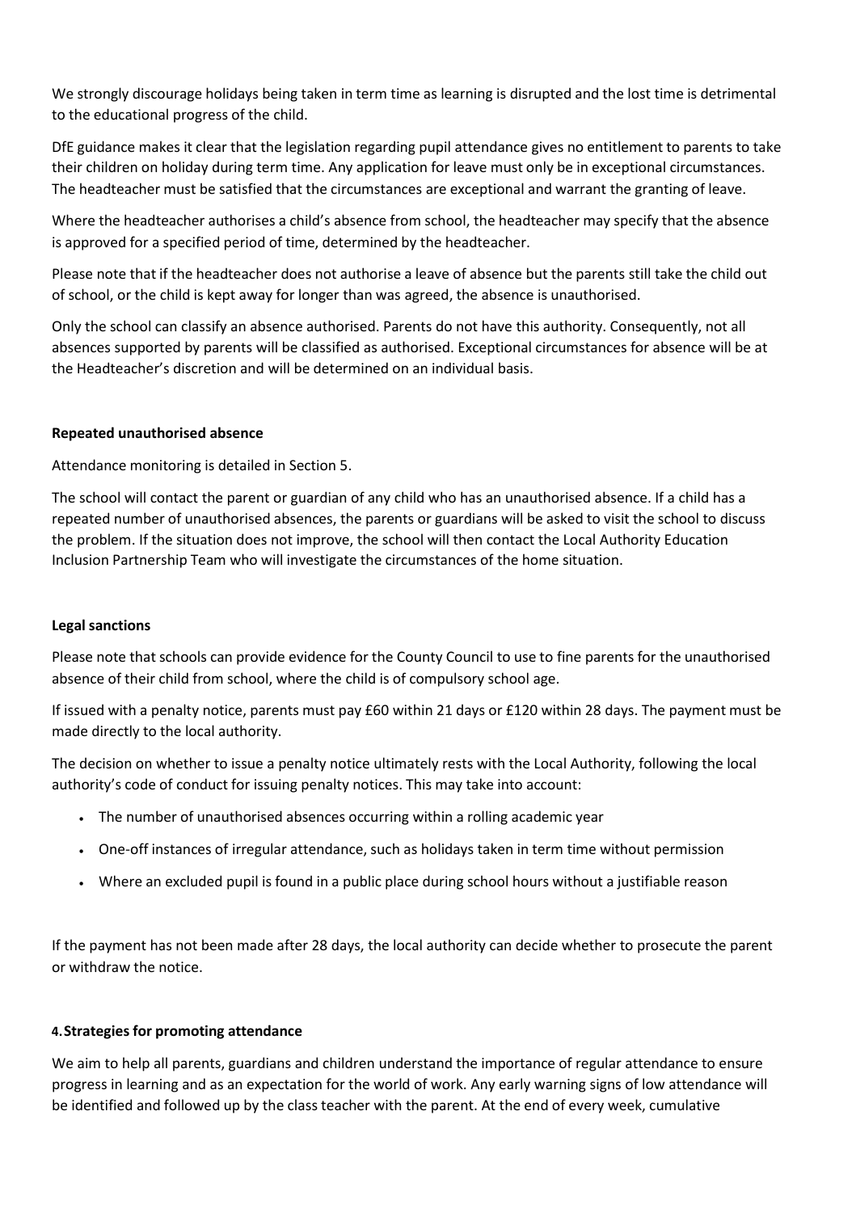We strongly discourage holidays being taken in term time as learning is disrupted and the lost time is detrimental to the educational progress of the child.

DfE guidance makes it clear that the legislation regarding pupil attendance gives no entitlement to parents to take their children on holiday during term time. Any application for leave must only be in exceptional circumstances. The headteacher must be satisfied that the circumstances are exceptional and warrant the granting of leave.

Where the headteacher authorises a child's absence from school, the headteacher may specify that the absence is approved for a specified period of time, determined by the headteacher.

Please note that if the headteacher does not authorise a leave of absence but the parents still take the child out of school, or the child is kept away for longer than was agreed, the absence is unauthorised.

Only the school can classify an absence authorised. Parents do not have this authority. Consequently, not all absences supported by parents will be classified as authorised. Exceptional circumstances for absence will be at the Headteacher's discretion and will be determined on an individual basis.

**Repeated unauthorised absence**

Attendance monitoring is detailed in Section 5.

The school will contact the parent or guardian of any child who has an unauthorised absence. If a child has a repeated number of unauthorised absences, the parents or guardians will be asked to visit the school to discuss the problem. If the situation does not improve, the school will then contact the Local Authority Education Inclusion Partnership Team who will investigate the circumstances of the home situation.

**Legal sanctions**

Please note that schools can provide evidence for the County Council to use to fine parents for the unauthorised absence of their child from school, where the child is of compulsory school age.

If issued with a penalty notice, parents must pay £60 within 21 days or £120 within 28 days. The payment must be made directly to the local authority.

The decision on whether to issue a penalty notice ultimately rests with the Local Authority, following the local authority's code of conduct for issuing penalty notices. This may take into account:

- The number of unauthorised absences occurring within a rolling academic year
- One-off instances of irregular attendance, such as holidays taken in term time without permission
- Where an excluded pupil is found in a public place during school hours without a justifiable reason

If the payment has not been made after 28 days, the local authority can decide whether to prosecute the parent or withdraw the notice.

**4. Strategies for promoting attendance**

We aim to help all parents, guardians and children understand the importance of regular attendance to ensure progress in learning and as an expectation for the world of work. Any early warning signs of low attendance will be identified and followed up by the class teacher with the parent. At the end of every week, cumulative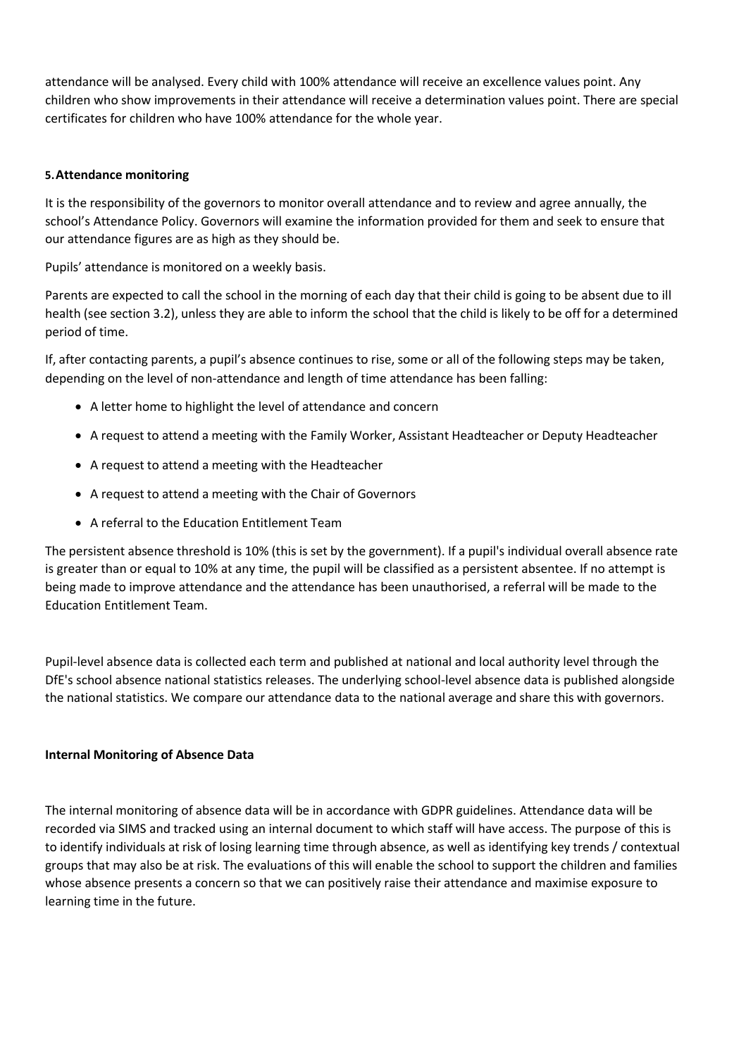attendance will be analysed. Every child with 100% attendance will receive an excellence values point. Any children who show improvements in their attendance will receive a determination values point. There are special certificates for children who have 100% attendance for the whole year.

## 5. Attendance monitoring

It is the responsibility of the governors to monitor overall attendance and to review and agree annually, the school's Attendance Policy. Governors will examine the information provided for them and seek to ensure that our attendance figures are as high as they should be.

Pupils' attendance is monitored on a weekly basis.

Parents are expected to call the school in the morning of each day that their child is going to be absent due to ill health (see section 3.2), unless they are able to inform the school that the child is likely to be off for a determined period of time.

If, after contacting parents, a pupil's absence continues to rise, some or all of the following steps may be taken, depending on the level of non-attendance and length of time attendance has been falling:

- A letter home to highlight the level of attendance and concern
- A request to attend a meeting with the Family Worker, Assistant Headteacher or Deputy Headteacher
- A request to attend a meeting with the Headteacher
- A request to attend a meeting with the Chair of Governors
- A referral to the Education Entitlement Team

The persistent absence threshold is 10% (this is set by the government). If a pupil's individual overall absence rate is greater than or equal to 10% at any time, the pupil will be classified as a persistent absentee. If no attempt is being made to improve attendance and the attendance has been unauthorised, a referral will be made to the Education Entitlement Team.

Pupil-level absence data is collected each term and published at national and local authority level through the DfE's school absence national statistics releases. The underlying school-level absence data is published alongside the national statistics. We compare our attendance data to the national average and share this with governors.

### Internal Monitoring of Absence Data

The internal monitoring of absence data will be in accordance with GDPR guidelines. Attendance data will be recorded via SIMS and tracked using an internal document to which staff will have access. The purpose of this is to identify individuals at risk of losing learning time through absence, as well as identifying key trends / contextual groups that may also be at risk. The evaluations of this will enable the school to support the children and families whose absence presents a concern so that we can positively raise their attendance and maximise exposure to learning time in the future.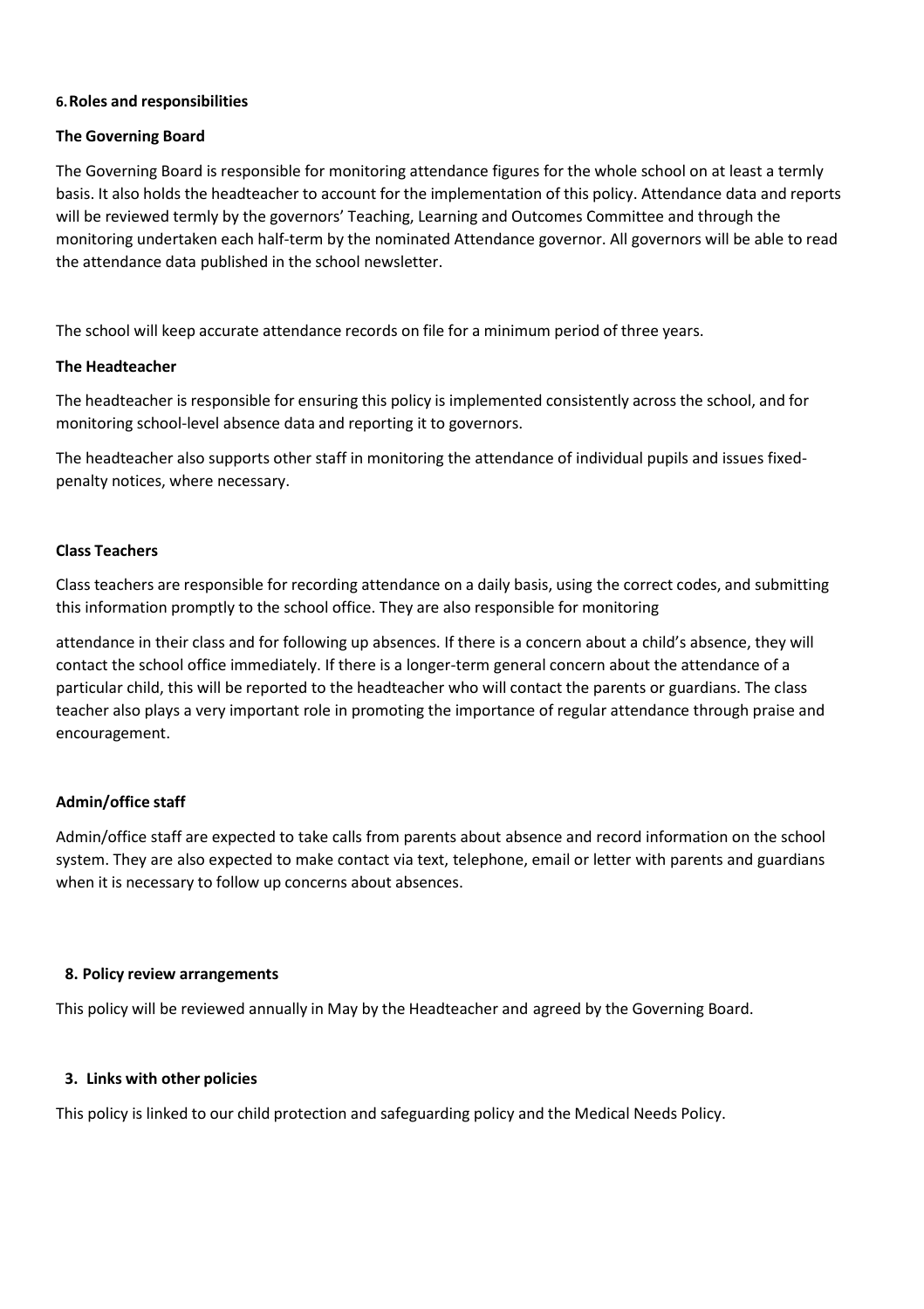## 6. Roles and responsibilities

### The Governing Board

The Governing Board is responsible for monitoring attendance figures for the whole school on at least a termly basis. It also holds the headteacher to account for the implementation of this policy. Attendance data and reports will be reviewed termly by the governors' Teaching, Learning and Outcomes Committee and through the monitoring undertaken each half-term by the nominated Attendance governor. All governors will be able to read the attendance data published in the school newsletter.

The school will keep accurate attendance records on file for a minimum period of three years.

### The Headteacher

The headteacher is responsible for ensuring this policy is implemented consistently across the school, and for monitoring school-level absence data and reporting it to governors.

The headteacher also supports other staff in monitoring the attendance of individual pupils and issues fixed-penalty notices, where necessary.

### Class Teachers

Class teachers are responsible for recording attendance on a daily basis, using the correct codes, and submitting this information promptly to the school office. They are also responsible for monitoring attendance in their class and for following up absences. If there is a concern about a child's absence, they will contact the school office immediately. If there is a longer-term general concern about the attendance of a particular child, this will be reported to the headteacher who will contact the parents or guardians. The class teacher also plays a very important role in promoting the importance of regular attendance through praise and encouragement.

### Admin/office staff

Admin/office staff are expected to take calls from parents about absence and record information on the school system. They are also expected to make contact via text, telephone, email or letter with parents and guardians when it is necessary to follow up concerns about absences.

## 8. Policy review arrangements

This policy will be reviewed annually in May by the Headteacher and agreed by the Governing Board.

## 3. Links with other policies

This policy is linked to our child protection and safeguarding policy and the Medical Needs Policy.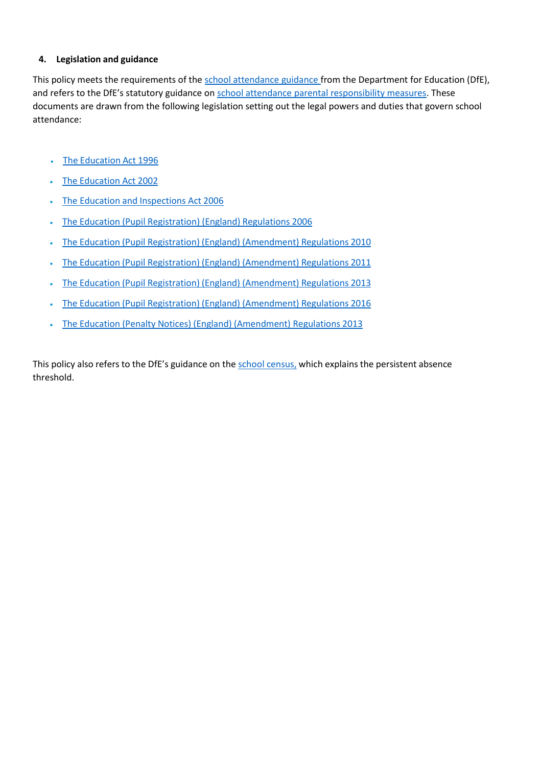## 4. Legislation and guidance

This policy meets the requirements of the school attendance guidance from the Department for Education (DfE), and refers to the DfE's statutory guidance on school attendance parental responsibility measures. These documents are drawn from the following legislation setting out the legal powers and duties that govern school attendance:

- The Education Act 1996
- The Education Act 2002
- The Education and Inspections Act 2006
- The Education (Pupil Registration) (England) Regulations 2006
- The Education (Pupil Registration) (England) (Amendment) Regulations 2010
- The Education (Pupil Registration) (England) (Amendment) Regulations 2011
- The Education (Pupil Registration) (England) (Amendment) Regulations 2013
- The Education (Pupil Registration) (England) (Amendment) Regulations 2016
- The Education (Penalty Notices) (England) (Amendment) Regulations 2013

This policy also refers to the DfE's guidance on the school census, which explains the persistent absence threshold.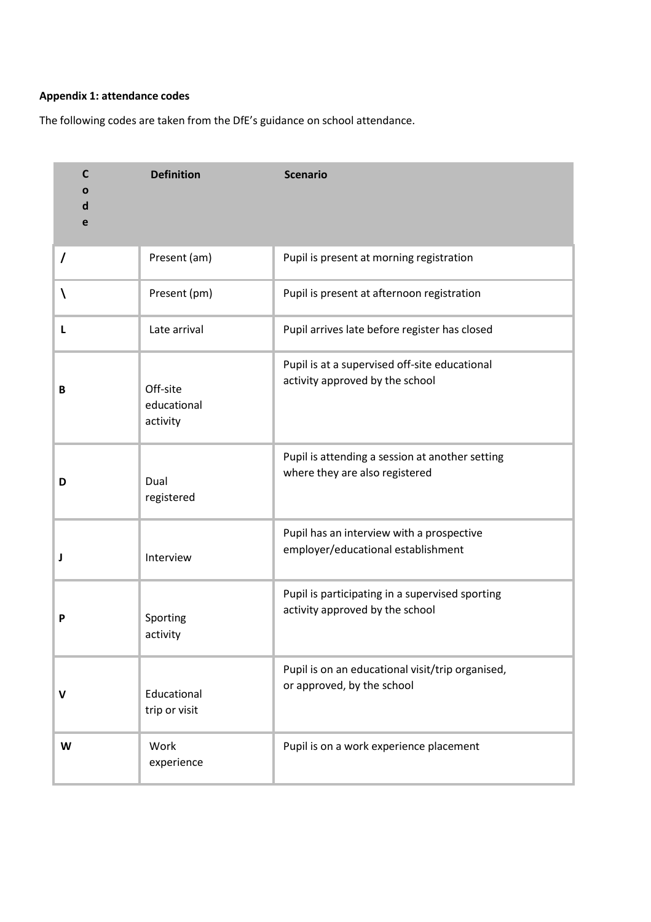**Appendix 1: attendance codes**

The following codes are taken from the DfE's guidance on school attendance.

| Code | Definition | Scenario |
|---|---|---|
| **/** | Present (am) | Pupil is present at morning registration |
| **\** | Present (pm) | Pupil is present at afternoon registration |
| **L** | Late arrival | Pupil arrives late before register has closed |
| **B** | Off-site educational activity | Pupil is at a supervised off-site educational activity approved by the school |
| **D** | Dual registered | Pupil is attending a session at another setting where they are also registered |
| **J** | Interview | Pupil has an interview with a prospective employer/educational establishment |
| **P** | Sporting activity | Pupil is participating in a supervised sporting activity approved by the school |
| **V** | Educational trip or visit | Pupil is on an educational visit/trip organised, or approved, by the school |
| **W** | Work experience | Pupil is on a work experience placement |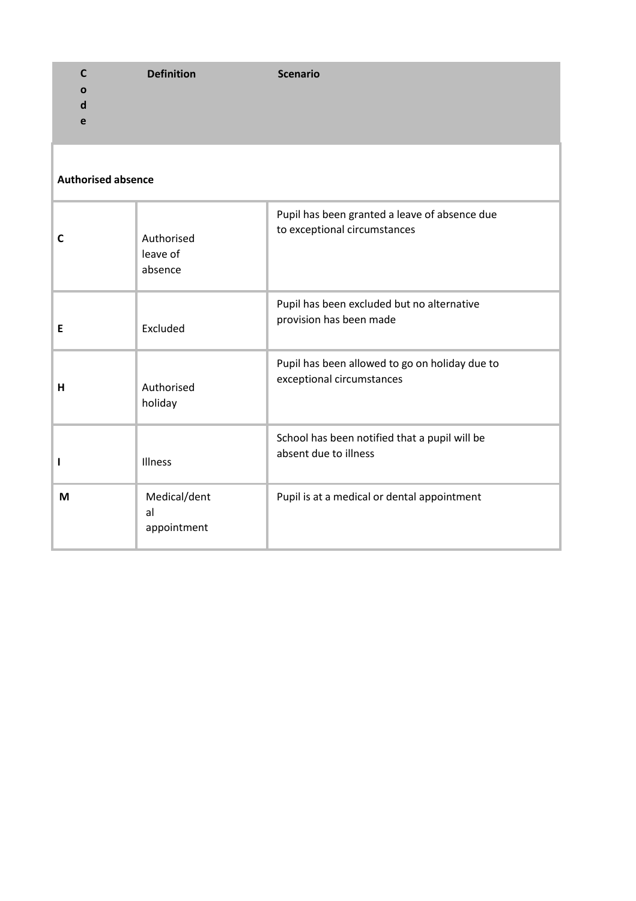| Code | Definition | Scenario |
|---|---|---|
| **Authorised absence** | | |
| **C** | Authorised leave of absence | Pupil has been granted a leave of absence due to exceptional circumstances |
| **E** | Excluded | Pupil has been excluded but no alternative provision has been made |
| **H** | Authorised holiday | Pupil has been allowed to go on holiday due to exceptional circumstances |
| **I** | Illness | School has been notified that a pupil will be absent due to illness |
| **M** | Medical/dental appointment | Pupil is at a medical or dental appointment |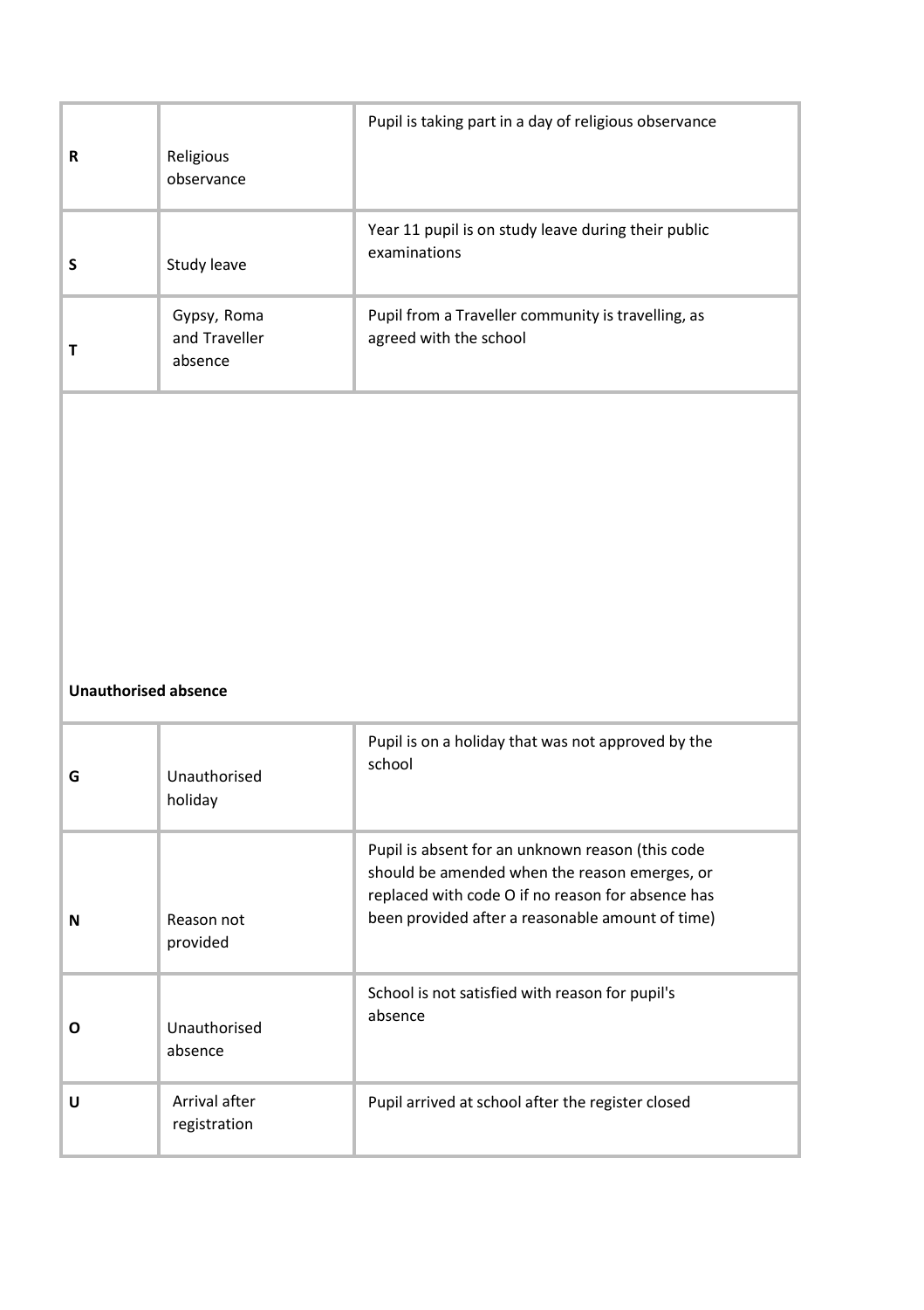| | | |
|---|---|---|
| **R** | Religious observance | Pupil is taking part in a day of religious observance |
| **S** | Study leave | Year 11 pupil is on study leave during their public examinations |
| **T** | Gypsy, Roma and Traveller absence | Pupil from a Traveller community is travelling, as agreed with the school |

**Unauthorised absence**

| | | |
|---|---|---|
| **G** | Unauthorised holiday | Pupil is on a holiday that was not approved by the school |
| **N** | Reason not provided | Pupil is absent for an unknown reason (this code should be amended when the reason emerges, or replaced with code O if no reason for absence has been provided after a reasonable amount of time) |
| **O** | Unauthorised absence | School is not satisfied with reason for pupil's absence |
| **U** | Arrival after registration | Pupil arrived at school after the register closed |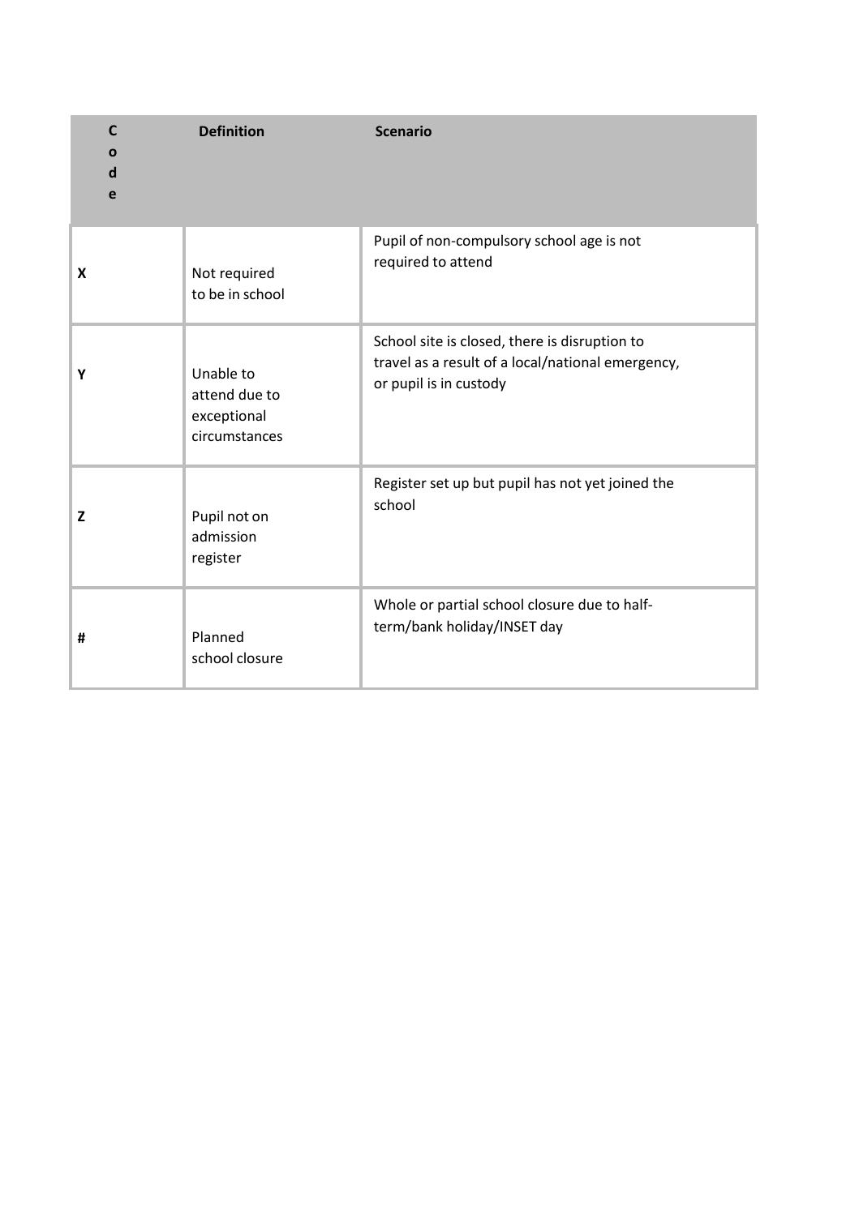| Code | Definition | Scenario |
| --- | --- | --- |
| **X** | Not required to be in school | Pupil of non-compulsory school age is not required to attend |
| **Y** | Unable to attend due to exceptional circumstances | School site is closed, there is disruption to travel as a result of a local/national emergency, or pupil is in custody |
| **Z** | Pupil not on admission register | Register set up but pupil has not yet joined the school |
| **#** | Planned school closure | Whole or partial school closure due to half-term/bank holiday/INSET day |